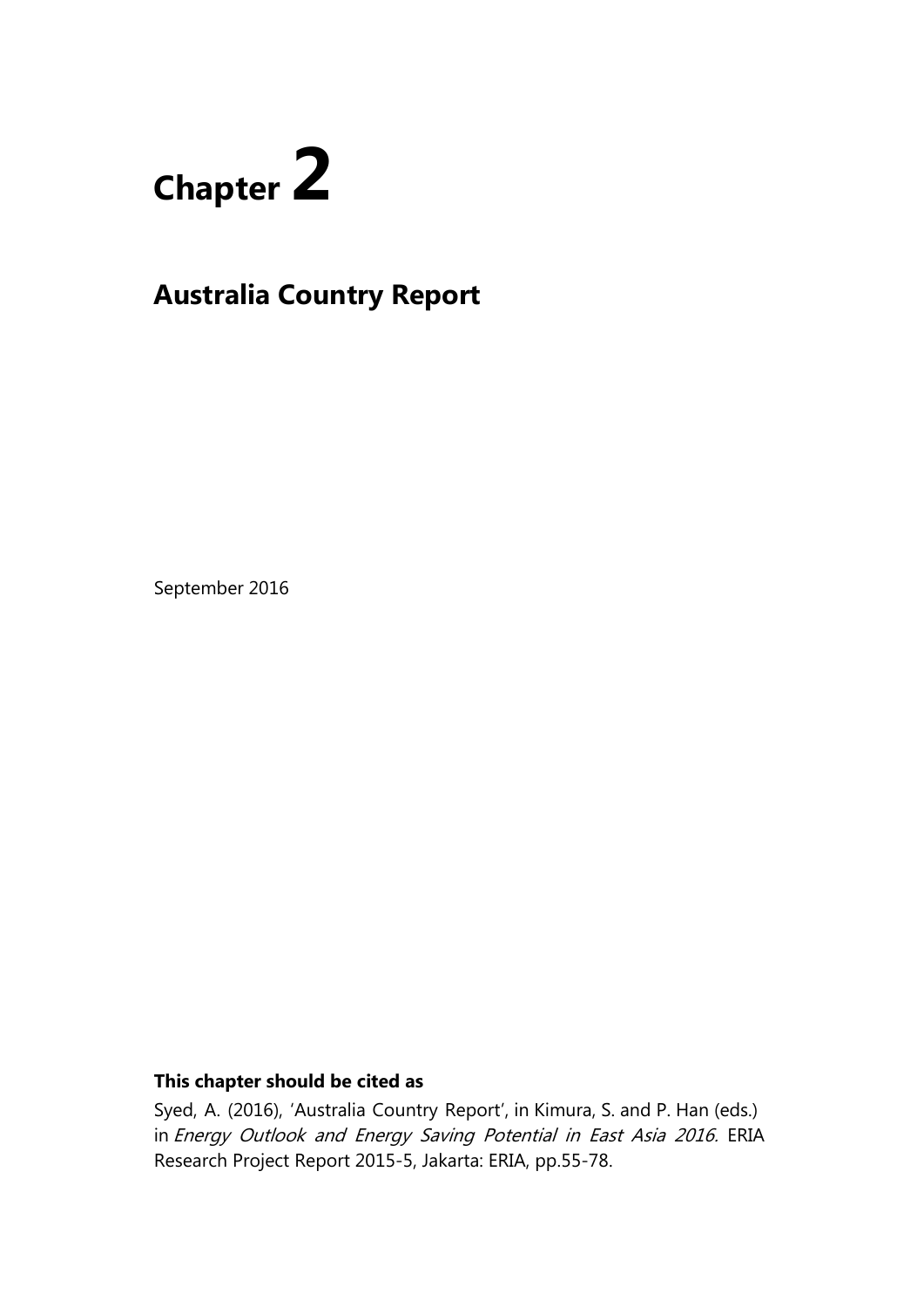# Chapter 2

## Australia Country Report

September 2016

**This chapter should be cited as**

Syed, A. (2016), 'Australia Country Report', in Kimura, S. and P. Han (eds.) in *Energy Outlook and Energy Saving Potential in East Asia 2016.* ERIA Research Project Report 2015-5, Jakarta: ERIA, pp.55-78.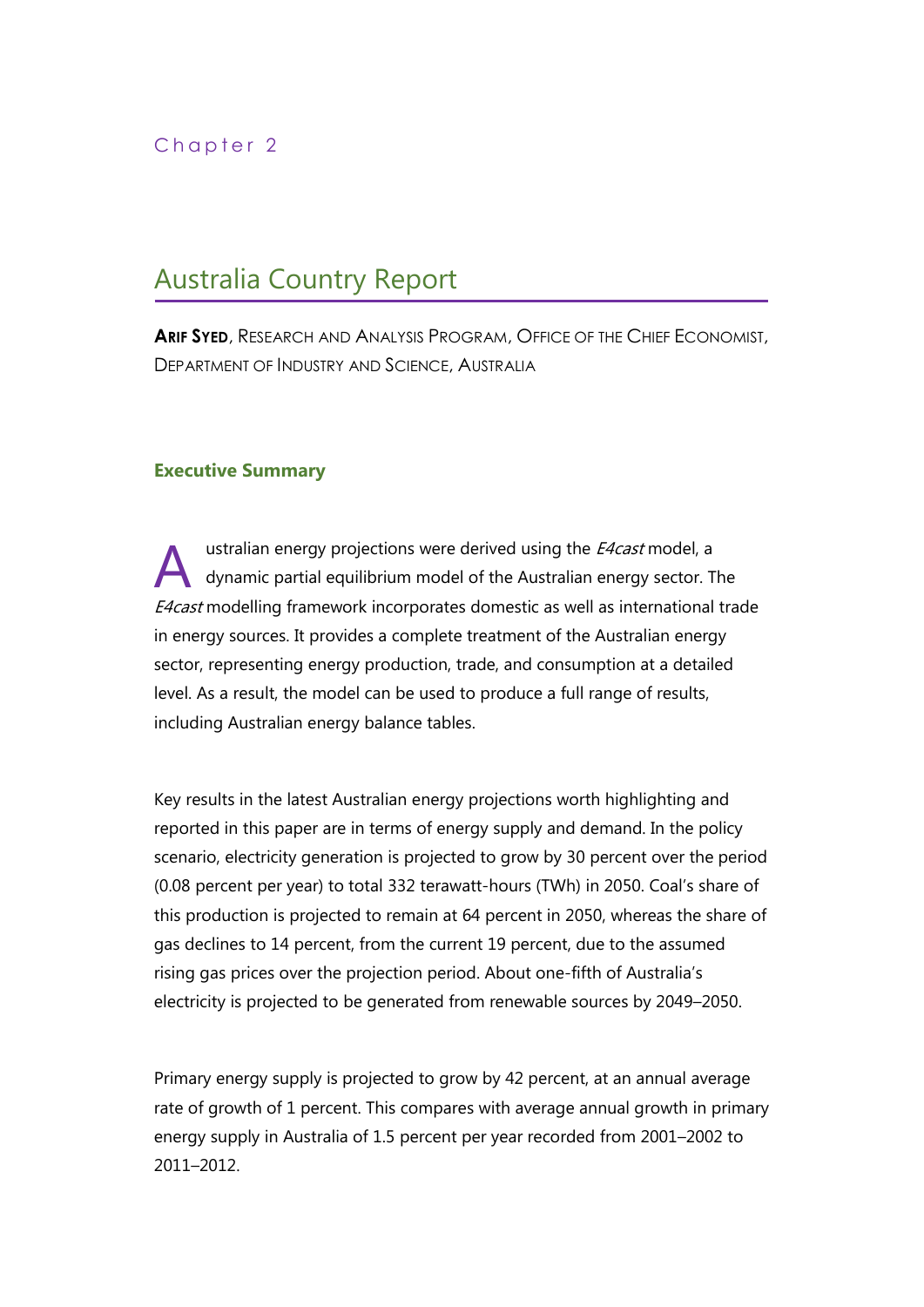Chapter 2

# Australia Country Report

**Arif Syed**, Research and Analysis Program, Office of the Chief Economist, Department of Industry and Science, Australia

## Executive Summary

Australian energy projections were derived using the *E4cast* model, a dynamic partial equilibrium model of the Australian energy sector. The *E4cast* modelling framework incorporates domestic as well as international trade in energy sources. It provides a complete treatment of the Australian energy sector, representing energy production, trade, and consumption at a detailed level. As a result, the model can be used to produce a full range of results, including Australian energy balance tables.

Key results in the latest Australian energy projections worth highlighting and reported in this paper are in terms of energy supply and demand. In the policy scenario, electricity generation is projected to grow by 30 percent over the period (0.08 percent per year) to total 332 terawatt-hours (TWh) in 2050. Coal's share of this production is projected to remain at 64 percent in 2050, whereas the share of gas declines to 14 percent, from the current 19 percent, due to the assumed rising gas prices over the projection period. About one-fifth of Australia's electricity is projected to be generated from renewable sources by 2049–2050.

Primary energy supply is projected to grow by 42 percent, at an annual average rate of growth of 1 percent. This compares with average annual growth in primary energy supply in Australia of 1.5 percent per year recorded from 2001–2002 to 2011–2012.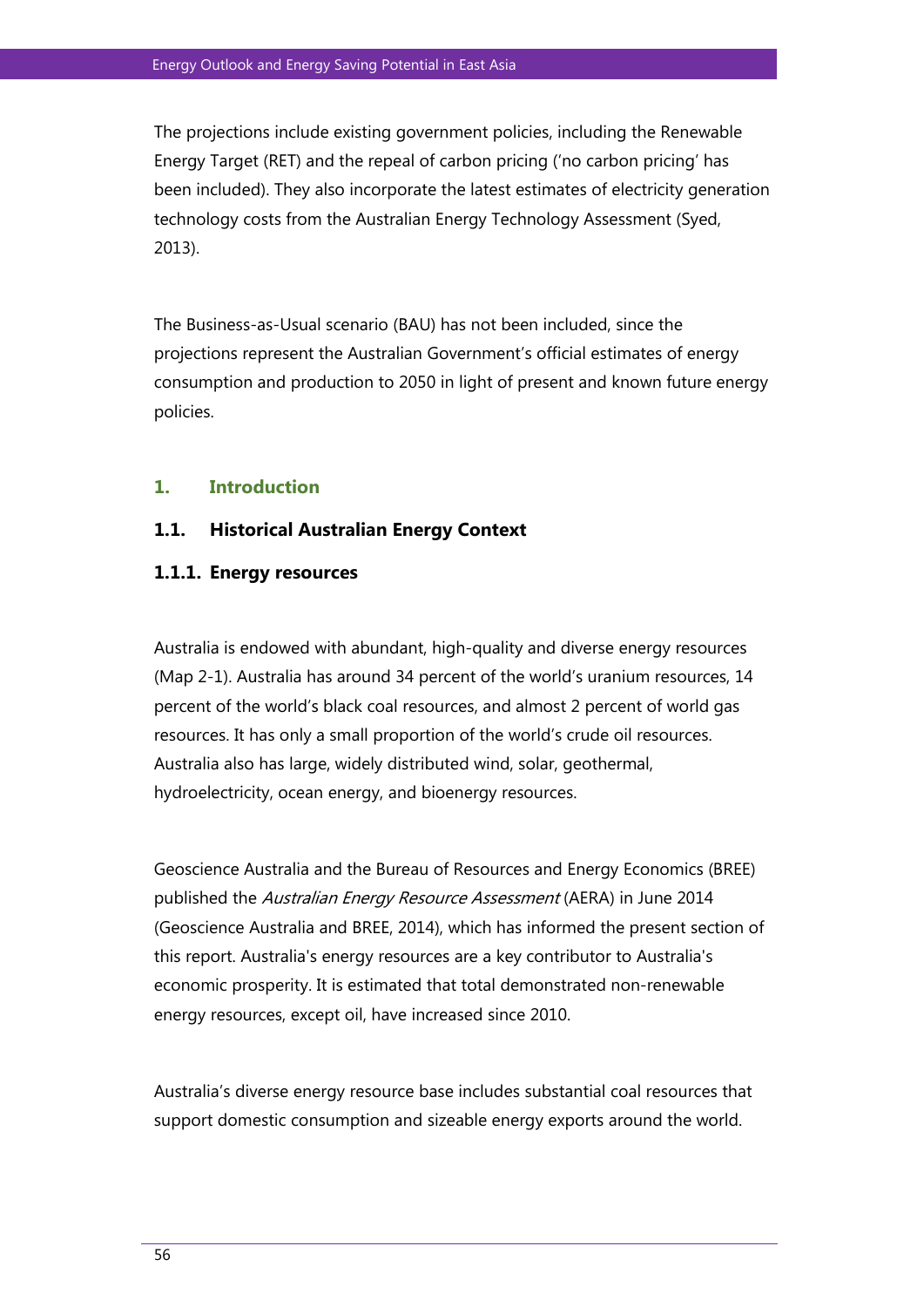The projections include existing government policies, including the Renewable Energy Target (RET) and the repeal of carbon pricing ('no carbon pricing' has been included). They also incorporate the latest estimates of electricity generation technology costs from the Australian Energy Technology Assessment (Syed, 2013).

The Business-as-Usual scenario (BAU) has not been included, since the projections represent the Australian Government's official estimates of energy consumption and production to 2050 in light of present and known future energy policies.

## 1. Introduction

### 1.1. Historical Australian Energy Context

#### 1.1.1. Energy resources

Australia is endowed with abundant, high-quality and diverse energy resources (Map 2-1). Australia has around 34 percent of the world's uranium resources, 14 percent of the world's black coal resources, and almost 2 percent of world gas resources. It has only a small proportion of the world's crude oil resources. Australia also has large, widely distributed wind, solar, geothermal, hydroelectricity, ocean energy, and bioenergy resources.

Geoscience Australia and the Bureau of Resources and Energy Economics (BREE) published the *Australian Energy Resource Assessment* (AERA) in June 2014 (Geoscience Australia and BREE, 2014), which has informed the present section of this report. Australia's energy resources are a key contributor to Australia's economic prosperity. It is estimated that total demonstrated non-renewable energy resources, except oil, have increased since 2010.

Australia's diverse energy resource base includes substantial coal resources that support domestic consumption and sizeable energy exports around the world.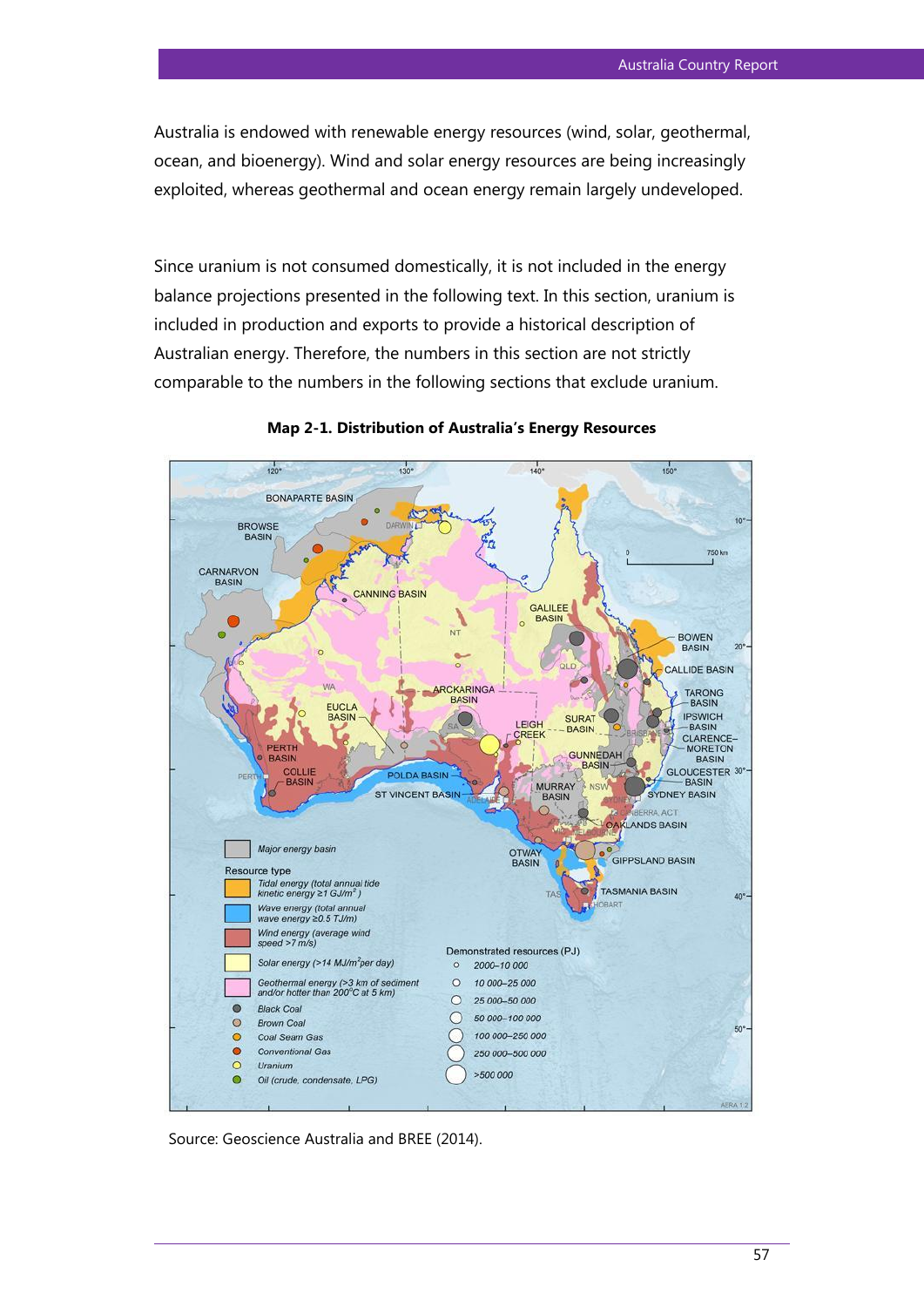Australia is endowed with renewable energy resources (wind, solar, geothermal, ocean, and bioenergy). Wind and solar energy resources are being increasingly exploited, whereas geothermal and ocean energy remain largely undeveloped.

Since uranium is not consumed domestically, it is not included in the energy balance projections presented in the following text. In this section, uranium is included in production and exports to provide a historical description of Australian energy. Therefore, the numbers in this section are not strictly comparable to the numbers in the following sections that exclude uranium.

**Map 2-1. Distribution of Australia's Energy Resources**

Source: Geoscience Australia and BREE (2014).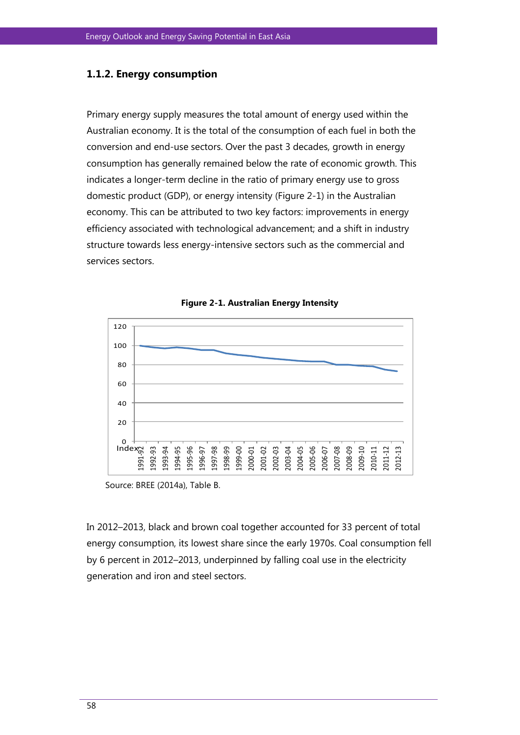### 1.1.2. Energy consumption

Primary energy supply measures the total amount of energy used within the Australian economy. It is the total of the consumption of each fuel in both the conversion and end-use sectors. Over the past 3 decades, growth in energy consumption has generally remained below the rate of economic growth. This indicates a longer-term decline in the ratio of primary energy use to gross domestic product (GDP), or energy intensity (Figure 2-1) in the Australian economy. This can be attributed to two key factors: improvements in energy efficiency associated with technological advancement; and a shift in industry structure towards less energy-intensive sectors such as the commercial and services sectors.

**Figure 2-1. Australian Energy Intensity**

Source: BREE (2014a), Table B.

In 2012–2013, black and brown coal together accounted for 33 percent of total energy consumption, its lowest share since the early 1970s. Coal consumption fell by 6 percent in 2012–2013, underpinned by falling coal use in the electricity generation and iron and steel sectors.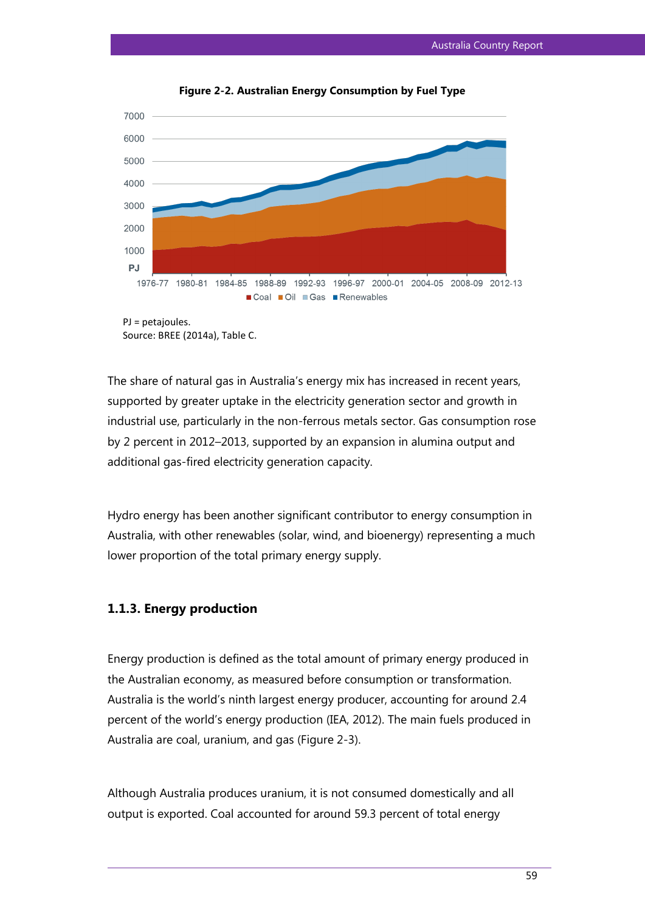**Figure 2-2. Australian Energy Consumption by Fuel Type**

PJ = petajoules.
Source: BREE (2014a), Table C.

The share of natural gas in Australia's energy mix has increased in recent years, supported by greater uptake in the electricity generation sector and growth in industrial use, particularly in the non-ferrous metals sector. Gas consumption rose by 2 percent in 2012–2013, supported by an expansion in alumina output and additional gas-fired electricity generation capacity.

Hydro energy has been another significant contributor to energy consumption in Australia, with other renewables (solar, wind, and bioenergy) representing a much lower proportion of the total primary energy supply.

### 1.1.3. Energy production

Energy production is defined as the total amount of primary energy produced in the Australian economy, as measured before consumption or transformation. Australia is the world's ninth largest energy producer, accounting for around 2.4 percent of the world's energy production (IEA, 2012). The main fuels produced in Australia are coal, uranium, and gas (Figure 2-3).

Although Australia produces uranium, it is not consumed domestically and all output is exported. Coal accounted for around 59.3 percent of total energy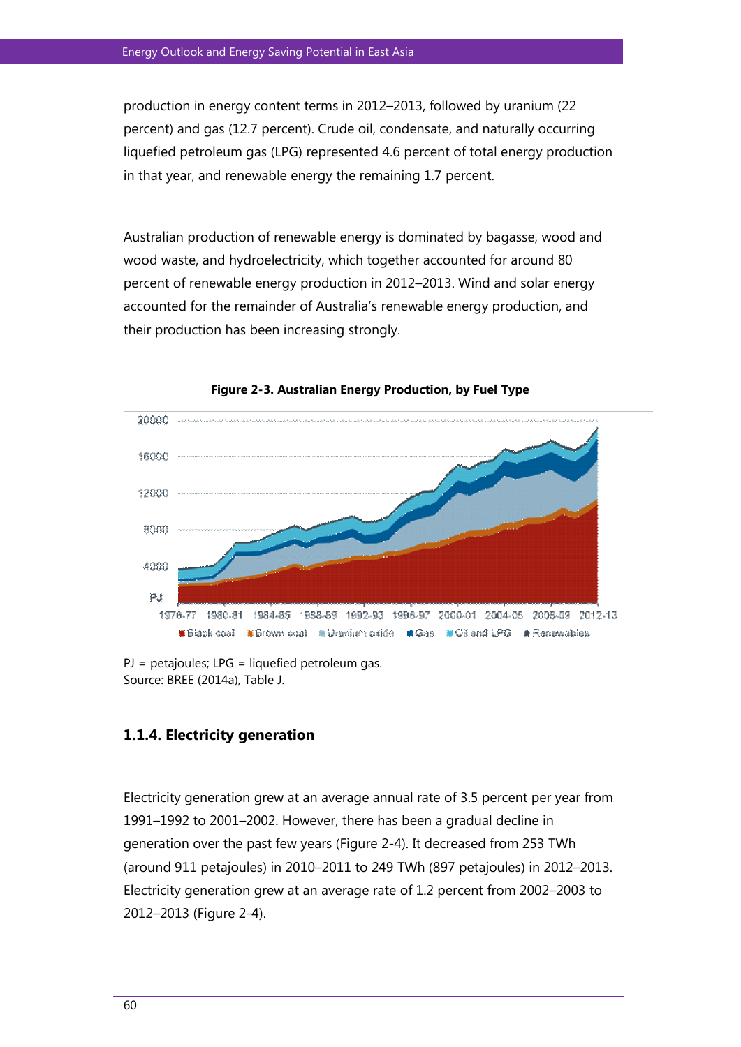production in energy content terms in 2012–2013, followed by uranium (22 percent) and gas (12.7 percent). Crude oil, condensate, and naturally occurring liquefied petroleum gas (LPG) represented 4.6 percent of total energy production in that year, and renewable energy the remaining 1.7 percent.

Australian production of renewable energy is dominated by bagasse, wood and wood waste, and hydroelectricity, which together accounted for around 80 percent of renewable energy production in 2012–2013. Wind and solar energy accounted for the remainder of Australia's renewable energy production, and their production has been increasing strongly.

**Figure 2-3. Australian Energy Production, by Fuel Type**

PJ = petajoules; LPG = liquefied petroleum gas.
Source: BREE (2014a), Table J.

### 1.1.4. Electricity generation

Electricity generation grew at an average annual rate of 3.5 percent per year from 1991–1992 to 2001–2002. However, there has been a gradual decline in generation over the past few years (Figure 2-4). It decreased from 253 TWh (around 911 petajoules) in 2010–2011 to 249 TWh (897 petajoules) in 2012–2013. Electricity generation grew at an average rate of 1.2 percent from 2002–2003 to 2012–2013 (Figure 2-4).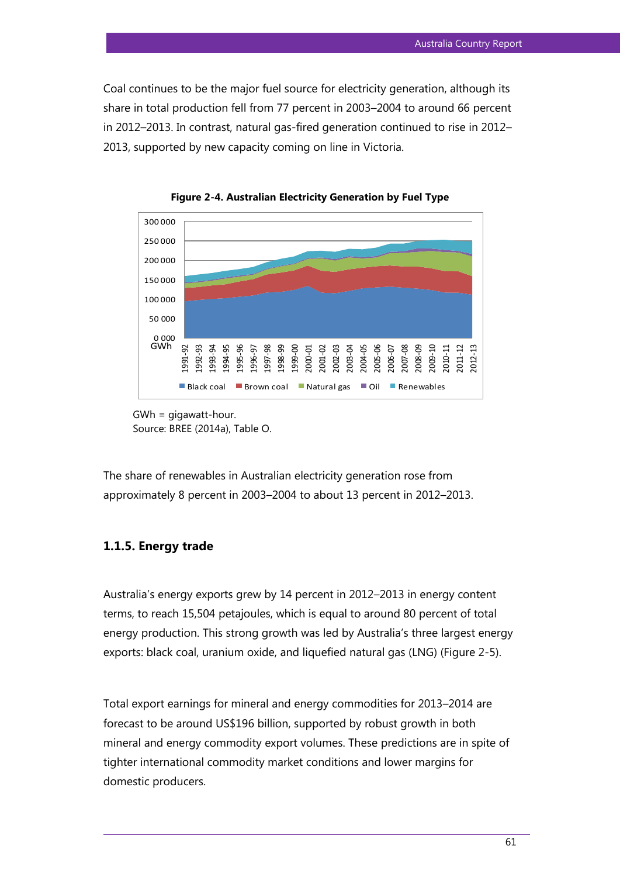Coal continues to be the major fuel source for electricity generation, although its share in total production fell from 77 percent in 2003–2004 to around 66 percent in 2012–2013. In contrast, natural gas-fired generation continued to rise in 2012–2013, supported by new capacity coming on line in Victoria.

**Figure 2-4. Australian Electricity Generation by Fuel Type**

GWh = gigawatt-hour.
Source: BREE (2014a), Table O.

The share of renewables in Australian electricity generation rose from approximately 8 percent in 2003–2004 to about 13 percent in 2012–2013.

### 1.1.5. Energy trade

Australia's energy exports grew by 14 percent in 2012–2013 in energy content terms, to reach 15,504 petajoules, which is equal to around 80 percent of total energy production. This strong growth was led by Australia's three largest energy exports: black coal, uranium oxide, and liquefied natural gas (LNG) (Figure 2-5).

Total export earnings for mineral and energy commodities for 2013–2014 are forecast to be around US$196 billion, supported by robust growth in both mineral and energy commodity export volumes. These predictions are in spite of tighter international commodity market conditions and lower margins for domestic producers.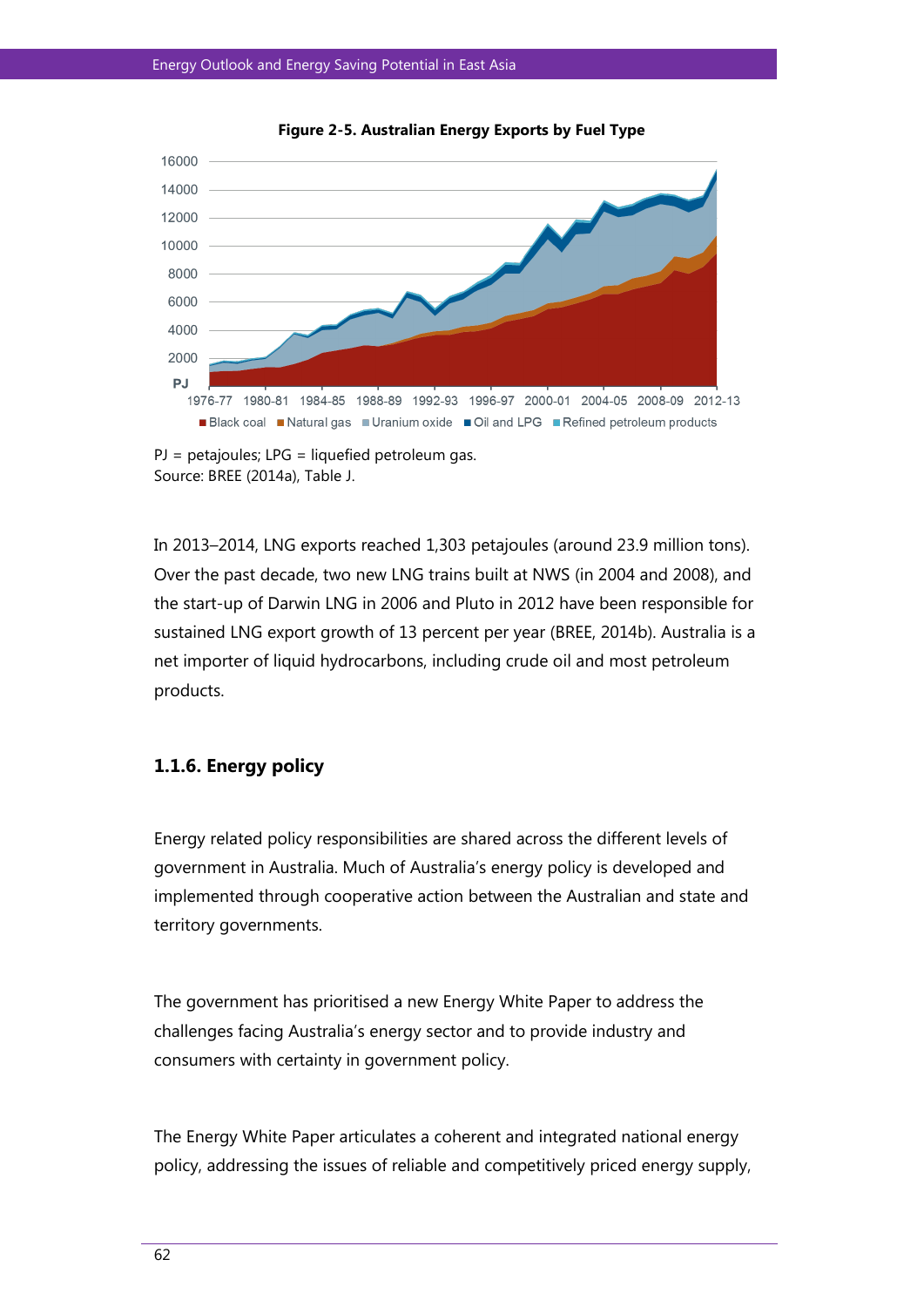**Figure 2-5. Australian Energy Exports by Fuel Type**

PJ = petajoules; LPG = liquefied petroleum gas.
Source: BREE (2014a), Table J.

In 2013–2014, LNG exports reached 1,303 petajoules (around 23.9 million tons). Over the past decade, two new LNG trains built at NWS (in 2004 and 2008), and the start-up of Darwin LNG in 2006 and Pluto in 2012 have been responsible for sustained LNG export growth of 13 percent per year (BREE, 2014b). Australia is a net importer of liquid hydrocarbons, including crude oil and most petroleum products.

### 1.1.6. Energy policy

Energy related policy responsibilities are shared across the different levels of government in Australia. Much of Australia's energy policy is developed and implemented through cooperative action between the Australian and state and territory governments.

The government has prioritised a new Energy White Paper to address the challenges facing Australia's energy sector and to provide industry and consumers with certainty in government policy.

The Energy White Paper articulates a coherent and integrated national energy policy, addressing the issues of reliable and competitively priced energy supply,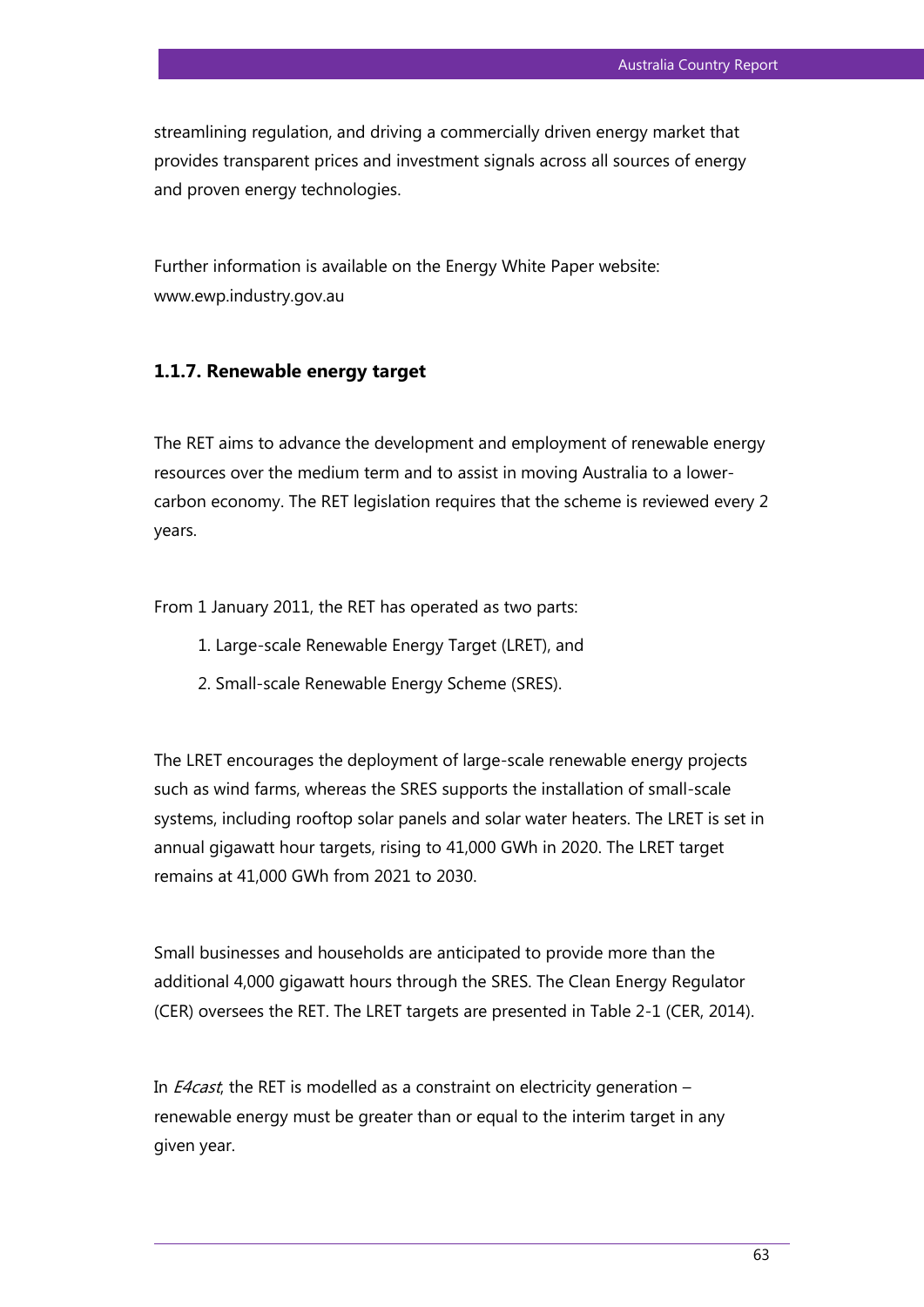streamlining regulation, and driving a commercially driven energy market that provides transparent prices and investment signals across all sources of energy and proven energy technologies.

Further information is available on the Energy White Paper website: www.ewp.industry.gov.au

### 1.1.7. Renewable energy target

The RET aims to advance the development and employment of renewable energy resources over the medium term and to assist in moving Australia to a lower-carbon economy. The RET legislation requires that the scheme is reviewed every 2 years.

From 1 January 2011, the RET has operated as two parts:

1. Large-scale Renewable Energy Target (LRET), and
2. Small-scale Renewable Energy Scheme (SRES).

The LRET encourages the deployment of large-scale renewable energy projects such as wind farms, whereas the SRES supports the installation of small-scale systems, including rooftop solar panels and solar water heaters. The LRET is set in annual gigawatt hour targets, rising to 41,000 GWh in 2020. The LRET target remains at 41,000 GWh from 2021 to 2030.

Small businesses and households are anticipated to provide more than the additional 4,000 gigawatt hours through the SRES. The Clean Energy Regulator (CER) oversees the RET. The LRET targets are presented in Table 2-1 (CER, 2014).

In *E4cast*, the RET is modelled as a constraint on electricity generation – renewable energy must be greater than or equal to the interim target in any given year.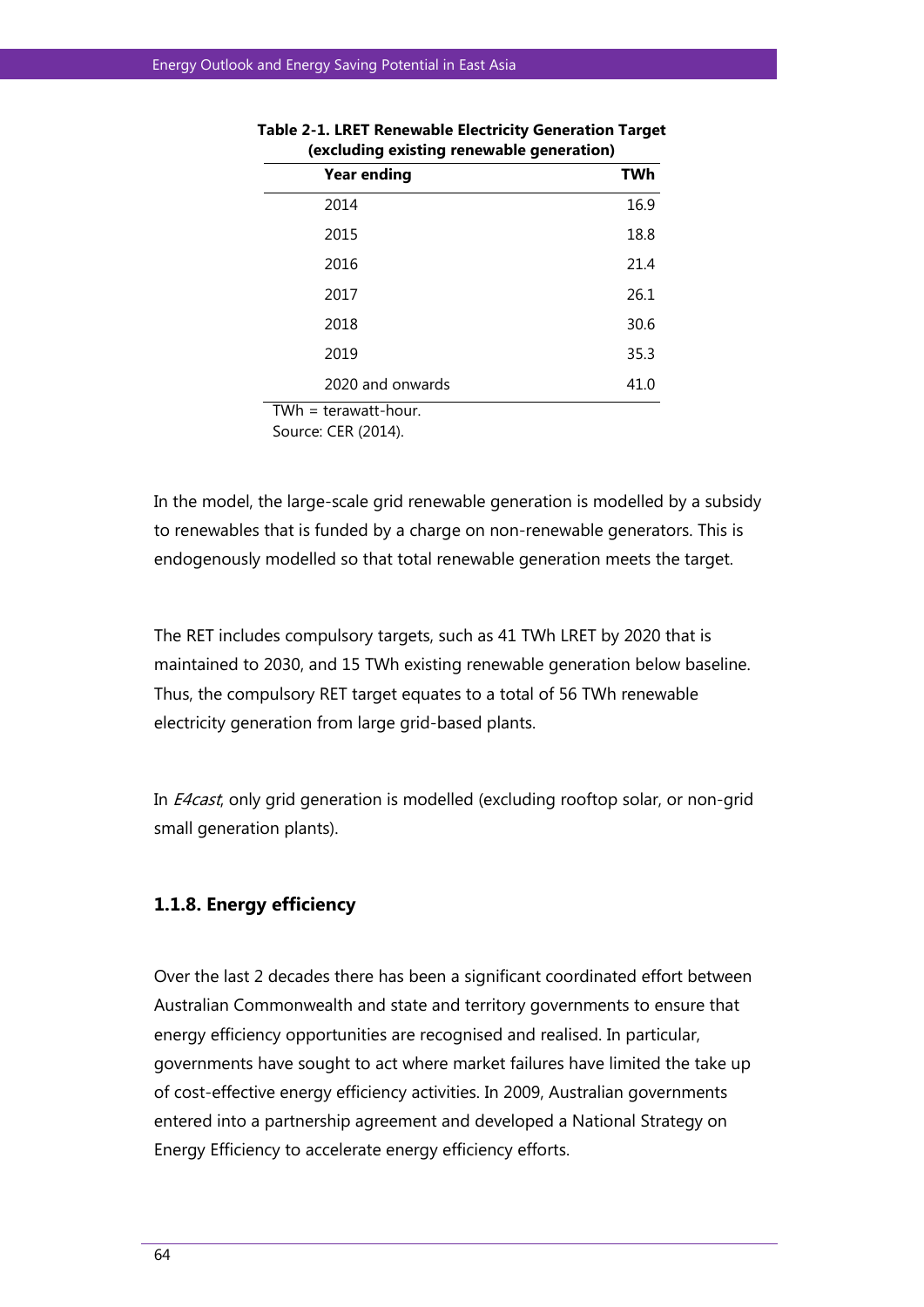**Table 2-1. LRET Renewable Electricity Generation Target (excluding existing renewable generation)**

| Year ending | TWh |
|---|---|
| 2014 | 16.9 |
| 2015 | 18.8 |
| 2016 | 21.4 |
| 2017 | 26.1 |
| 2018 | 30.6 |
| 2019 | 35.3 |
| 2020 and onwards | 41.0 |

TWh = terawatt-hour.
Source: CER (2014).

In the model, the large-scale grid renewable generation is modelled by a subsidy to renewables that is funded by a charge on non-renewable generators. This is endogenously modelled so that total renewable generation meets the target.

The RET includes compulsory targets, such as 41 TWh LRET by 2020 that is maintained to 2030, and 15 TWh existing renewable generation below baseline. Thus, the compulsory RET target equates to a total of 56 TWh renewable electricity generation from large grid-based plants.

In *E4cast*, only grid generation is modelled (excluding rooftop solar, or non-grid small generation plants).

### 1.1.8. Energy efficiency

Over the last 2 decades there has been a significant coordinated effort between Australian Commonwealth and state and territory governments to ensure that energy efficiency opportunities are recognised and realised. In particular, governments have sought to act where market failures have limited the take up of cost-effective energy efficiency activities. In 2009, Australian governments entered into a partnership agreement and developed a National Strategy on Energy Efficiency to accelerate energy efficiency efforts.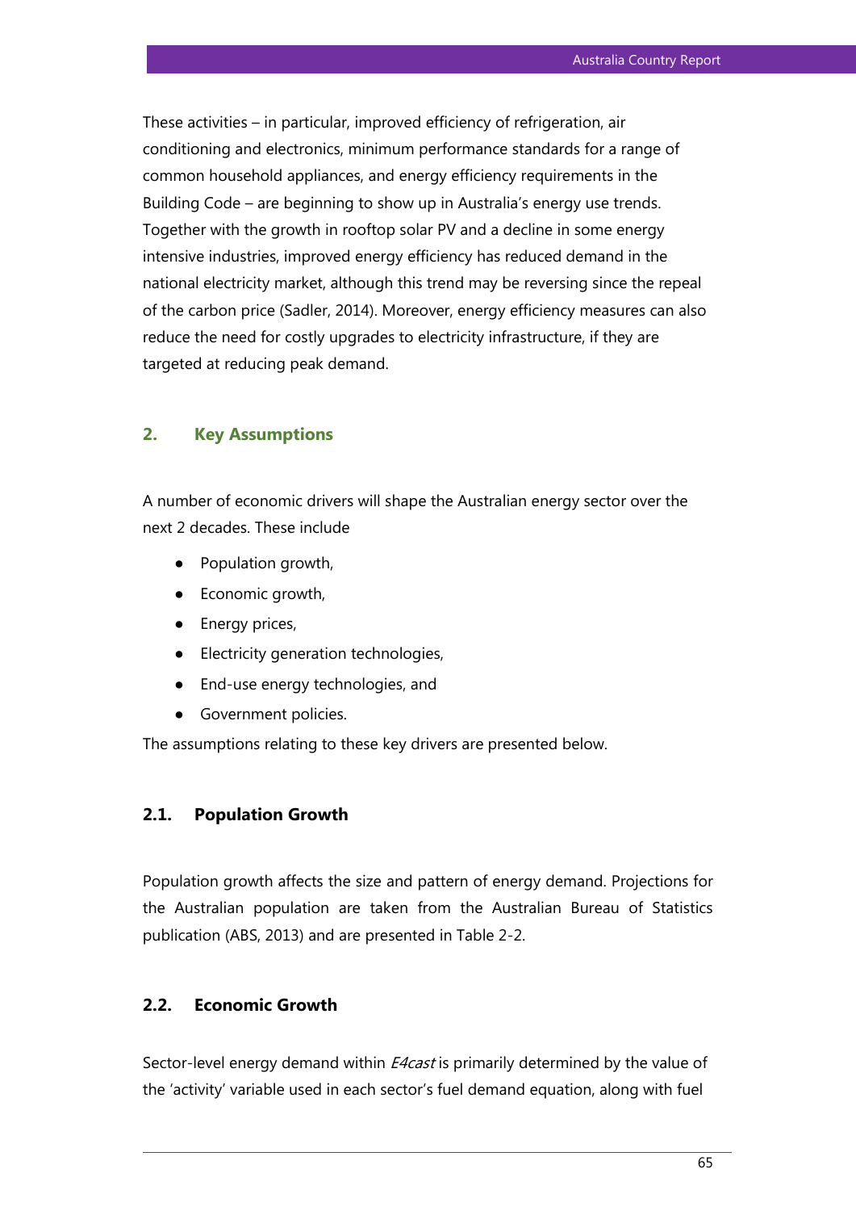These activities – in particular, improved efficiency of refrigeration, air conditioning and electronics, minimum performance standards for a range of common household appliances, and energy efficiency requirements in the Building Code – are beginning to show up in Australia's energy use trends. Together with the growth in rooftop solar PV and a decline in some energy intensive industries, improved energy efficiency has reduced demand in the national electricity market, although this trend may be reversing since the repeal of the carbon price (Sadler, 2014). Moreover, energy efficiency measures can also reduce the need for costly upgrades to electricity infrastructure, if they are targeted at reducing peak demand.

## 2. Key Assumptions

A number of economic drivers will shape the Australian energy sector over the next 2 decades. These include

- Population growth,
- Economic growth,
- Energy prices,
- Electricity generation technologies,
- End-use energy technologies, and
- Government policies.

The assumptions relating to these key drivers are presented below.

### 2.1. Population Growth

Population growth affects the size and pattern of energy demand. Projections for the Australian population are taken from the Australian Bureau of Statistics publication (ABS, 2013) and are presented in Table 2-2.

### 2.2. Economic Growth

Sector-level energy demand within *E4cast* is primarily determined by the value of the 'activity' variable used in each sector's fuel demand equation, along with fuel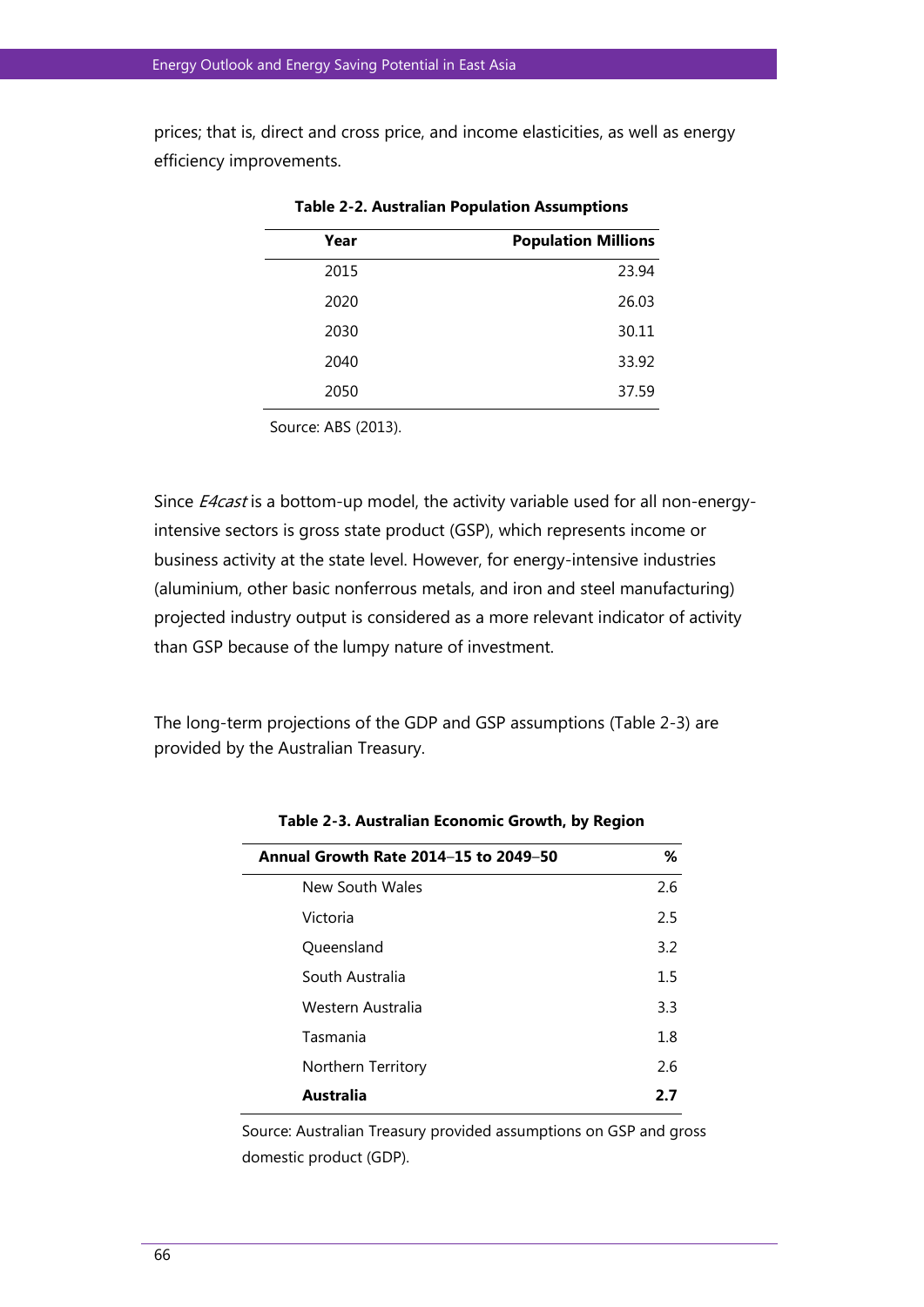prices; that is, direct and cross price, and income elasticities, as well as energy efficiency improvements.

**Table 2-2. Australian Population Assumptions**

| Year | Population Millions |
|---|---|
| 2015 | 23.94 |
| 2020 | 26.03 |
| 2030 | 30.11 |
| 2040 | 33.92 |
| 2050 | 37.59 |

Source: ABS (2013).

Since *E4cast* is a bottom-up model, the activity variable used for all non-energy-intensive sectors is gross state product (GSP), which represents income or business activity at the state level. However, for energy-intensive industries (aluminium, other basic nonferrous metals, and iron and steel manufacturing) projected industry output is considered as a more relevant indicator of activity than GSP because of the lumpy nature of investment.

The long-term projections of the GDP and GSP assumptions (Table 2-3) are provided by the Australian Treasury.

**Table 2-3. Australian Economic Growth, by Region**

| Annual Growth Rate 2014–15 to 2049–50 | % |
|---|---|
| New South Wales | 2.6 |
| Victoria | 2.5 |
| Queensland | 3.2 |
| South Australia | 1.5 |
| Western Australia | 3.3 |
| Tasmania | 1.8 |
| Northern Territory | 2.6 |
| **Australia** | **2.7** |

Source: Australian Treasury provided assumptions on GSP and gross domestic product (GDP).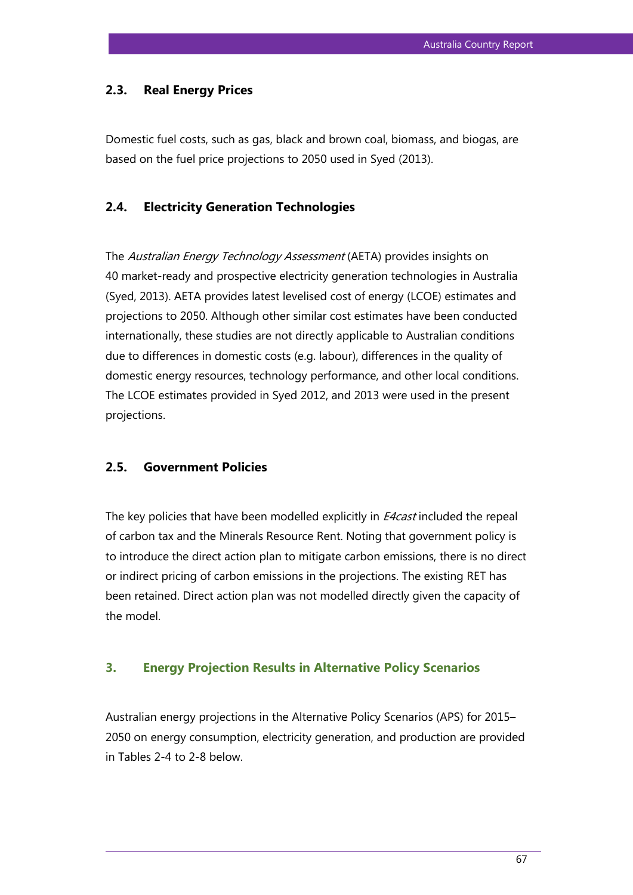### 2.3. Real Energy Prices

Domestic fuel costs, such as gas, black and brown coal, biomass, and biogas, are based on the fuel price projections to 2050 used in Syed (2013).

### 2.4. Electricity Generation Technologies

The *Australian Energy Technology Assessment* (AETA) provides insights on 40 market-ready and prospective electricity generation technologies in Australia (Syed, 2013). AETA provides latest levelised cost of energy (LCOE) estimates and projections to 2050. Although other similar cost estimates have been conducted internationally, these studies are not directly applicable to Australian conditions due to differences in domestic costs (e.g. labour), differences in the quality of domestic energy resources, technology performance, and other local conditions. The LCOE estimates provided in Syed 2012, and 2013 were used in the present projections.

### 2.5. Government Policies

The key policies that have been modelled explicitly in *E4cast* included the repeal of carbon tax and the Minerals Resource Rent. Noting that government policy is to introduce the direct action plan to mitigate carbon emissions, there is no direct or indirect pricing of carbon emissions in the projections. The existing RET has been retained. Direct action plan was not modelled directly given the capacity of the model.

## 3. Energy Projection Results in Alternative Policy Scenarios

Australian energy projections in the Alternative Policy Scenarios (APS) for 2015–2050 on energy consumption, electricity generation, and production are provided in Tables 2-4 to 2-8 below.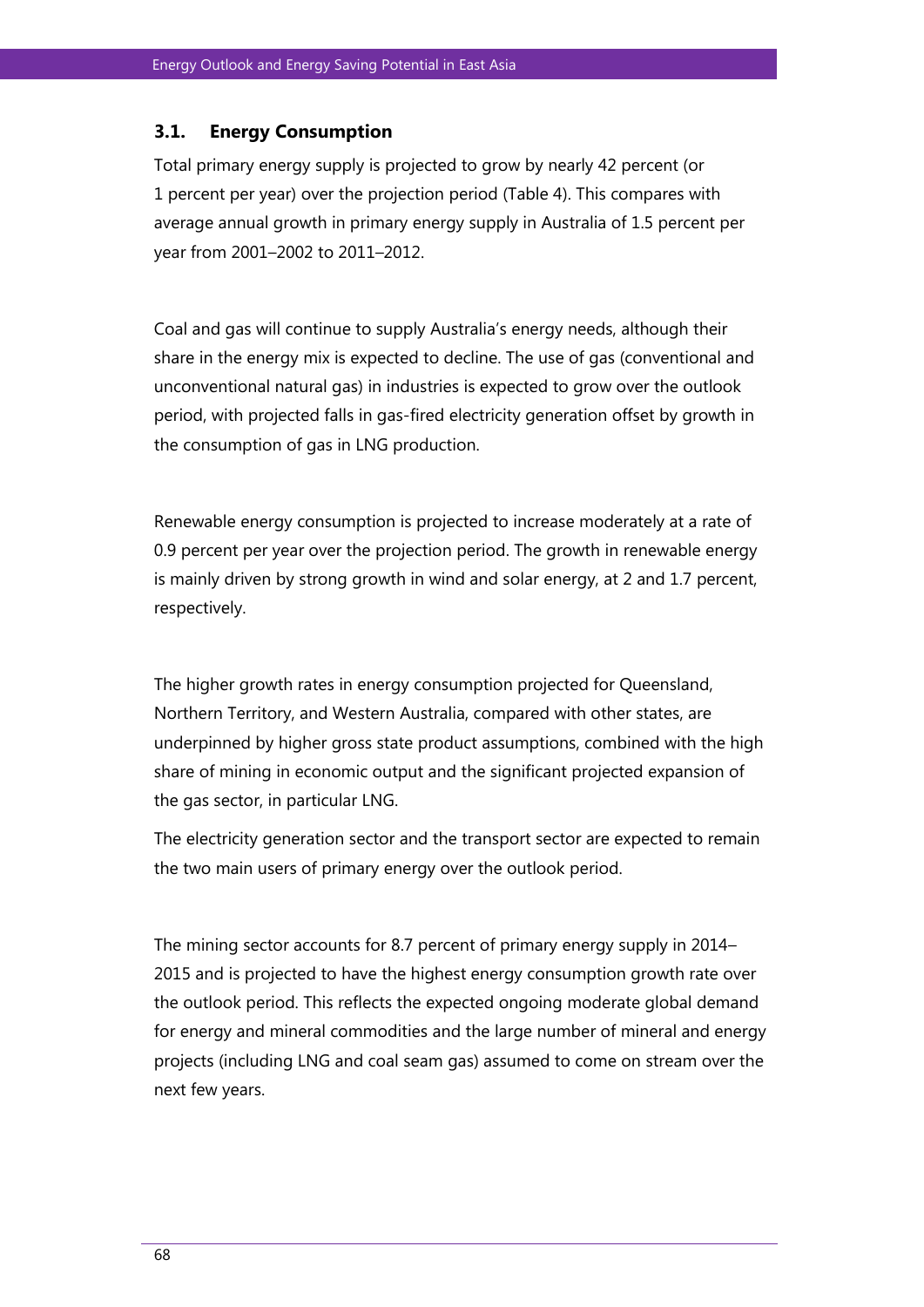### 3.1. Energy Consumption

Total primary energy supply is projected to grow by nearly 42 percent (or 1 percent per year) over the projection period (Table 4). This compares with average annual growth in primary energy supply in Australia of 1.5 percent per year from 2001–2002 to 2011–2012.

Coal and gas will continue to supply Australia's energy needs, although their share in the energy mix is expected to decline. The use of gas (conventional and unconventional natural gas) in industries is expected to grow over the outlook period, with projected falls in gas-fired electricity generation offset by growth in the consumption of gas in LNG production.

Renewable energy consumption is projected to increase moderately at a rate of 0.9 percent per year over the projection period. The growth in renewable energy is mainly driven by strong growth in wind and solar energy, at 2 and 1.7 percent, respectively.

The higher growth rates in energy consumption projected for Queensland, Northern Territory, and Western Australia, compared with other states, are underpinned by higher gross state product assumptions, combined with the high share of mining in economic output and the significant projected expansion of the gas sector, in particular LNG.

The electricity generation sector and the transport sector are expected to remain the two main users of primary energy over the outlook period.

The mining sector accounts for 8.7 percent of primary energy supply in 2014–2015 and is projected to have the highest energy consumption growth rate over the outlook period. This reflects the expected ongoing moderate global demand for energy and mineral commodities and the large number of mineral and energy projects (including LNG and coal seam gas) assumed to come on stream over the next few years.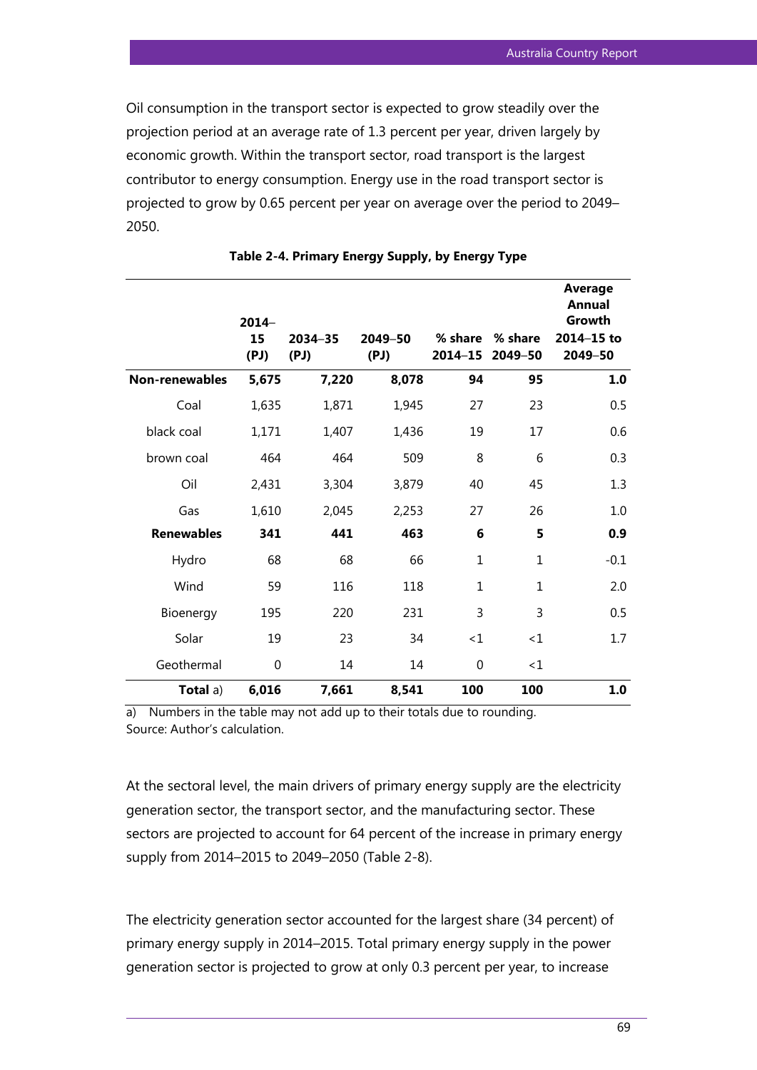Oil consumption in the transport sector is expected to grow steadily over the projection period at an average rate of 1.3 percent per year, driven largely by economic growth. Within the transport sector, road transport is the largest contributor to energy consumption. Energy use in the road transport sector is projected to grow by 0.65 percent per year on average over the period to 2049–2050.

**Table 2-4. Primary Energy Supply, by Energy Type**

| | 2014–15 (PJ) | 2034–35 (PJ) | 2049–50 (PJ) | % share 2014–15 | % share 2049–50 | Average Annual Growth 2014–15 to 2049–50 |
|---|---|---|---|---|---|---|
| **Non-renewables** | **5,675** | **7,220** | **8,078** | **94** | **95** | **1.0** |
| Coal | 1,635 | 1,871 | 1,945 | 27 | 23 | 0.5 |
| black coal | 1,171 | 1,407 | 1,436 | 19 | 17 | 0.6 |
| brown coal | 464 | 464 | 509 | 8 | 6 | 0.3 |
| Oil | 2,431 | 3,304 | 3,879 | 40 | 45 | 1.3 |
| Gas | 1,610 | 2,045 | 2,253 | 27 | 26 | 1.0 |
| **Renewables** | **341** | **441** | **463** | **6** | **5** | **0.9** |
| Hydro | 68 | 68 | 66 | 1 | 1 | -0.1 |
| Wind | 59 | 116 | 118 | 1 | 1 | 2.0 |
| Bioenergy | 195 | 220 | 231 | 3 | 3 | 0.5 |
| Solar | 19 | 23 | 34 | <1 | <1 | 1.7 |
| Geothermal | 0 | 14 | 14 | 0 | <1 | |
| **Total** a) | **6,016** | **7,661** | **8,541** | **100** | **100** | **1.0** |

a) Numbers in the table may not add up to their totals due to rounding.
Source: Author's calculation.

At the sectoral level, the main drivers of primary energy supply are the electricity generation sector, the transport sector, and the manufacturing sector. These sectors are projected to account for 64 percent of the increase in primary energy supply from 2014–2015 to 2049–2050 (Table 2-8).

The electricity generation sector accounted for the largest share (34 percent) of primary energy supply in 2014–2015. Total primary energy supply in the power generation sector is projected to grow at only 0.3 percent per year, to increase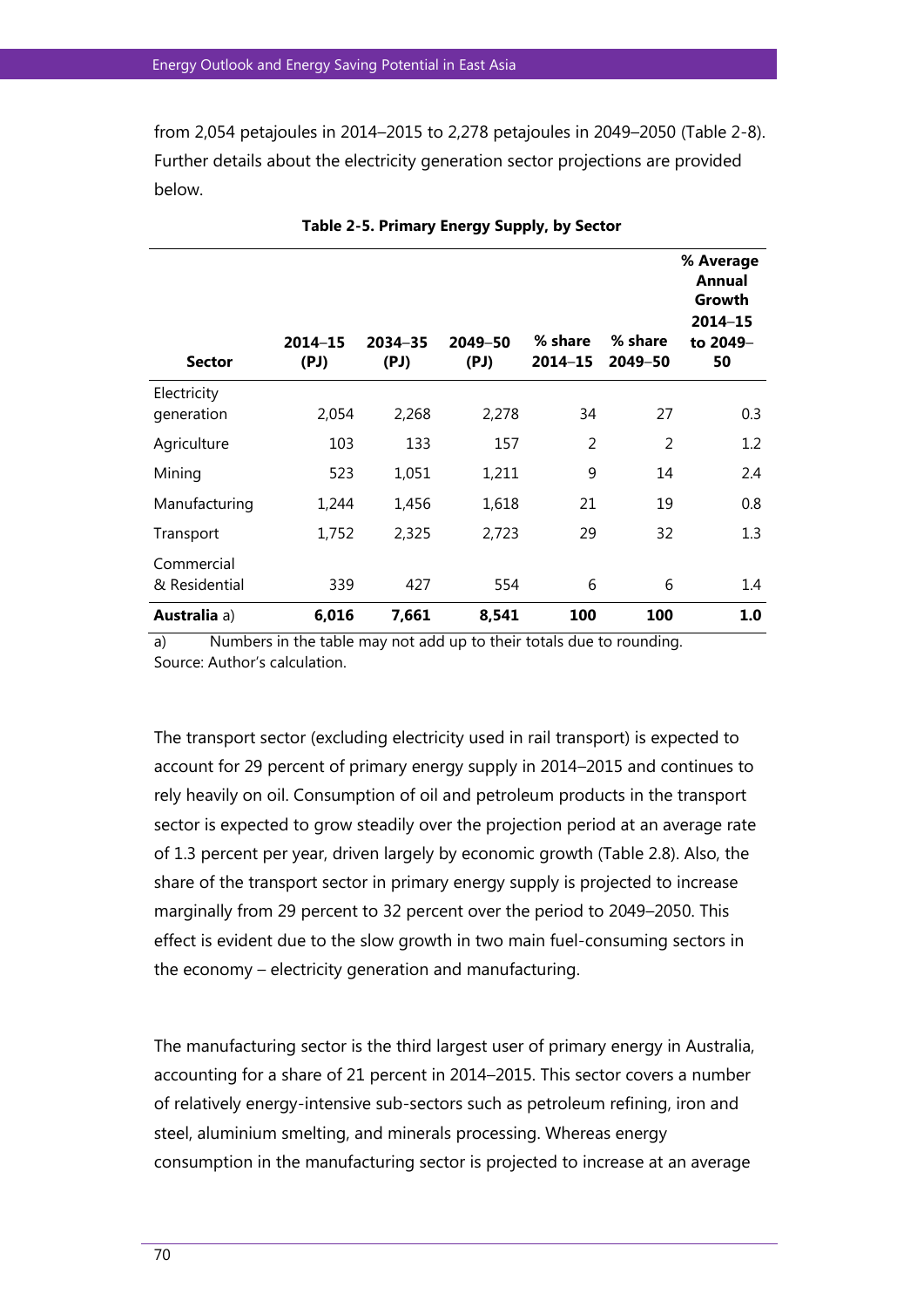from 2,054 petajoules in 2014–2015 to 2,278 petajoules in 2049–2050 (Table 2-8). Further details about the electricity generation sector projections are provided below.

**Table 2-5. Primary Energy Supply, by Sector**

| Sector | 2014–15 (PJ) | 2034–35 (PJ) | 2049–50 (PJ) | % share 2014–15 | % share 2049–50 | % Average Annual Growth 2014–15 to 2049–50 |
|---|---|---|---|---|---|---|
| Electricity generation | 2,054 | 2,268 | 2,278 | 34 | 27 | 0.3 |
| Agriculture | 103 | 133 | 157 | 2 | 2 | 1.2 |
| Mining | 523 | 1,051 | 1,211 | 9 | 14 | 2.4 |
| Manufacturing | 1,244 | 1,456 | 1,618 | 21 | 19 | 0.8 |
| Transport | 1,752 | 2,325 | 2,723 | 29 | 32 | 1.3 |
| Commercial & Residential | 339 | 427 | 554 | 6 | 6 | 1.4 |
| **Australia** a) | **6,016** | **7,661** | **8,541** | **100** | **100** | **1.0** |

a) Numbers in the table may not add up to their totals due to rounding.
Source: Author's calculation.

The transport sector (excluding electricity used in rail transport) is expected to account for 29 percent of primary energy supply in 2014–2015 and continues to rely heavily on oil. Consumption of oil and petroleum products in the transport sector is expected to grow steadily over the projection period at an average rate of 1.3 percent per year, driven largely by economic growth (Table 2.8). Also, the share of the transport sector in primary energy supply is projected to increase marginally from 29 percent to 32 percent over the period to 2049–2050. This effect is evident due to the slow growth in two main fuel-consuming sectors in the economy – electricity generation and manufacturing.

The manufacturing sector is the third largest user of primary energy in Australia, accounting for a share of 21 percent in 2014–2015. This sector covers a number of relatively energy-intensive sub-sectors such as petroleum refining, iron and steel, aluminium smelting, and minerals processing. Whereas energy consumption in the manufacturing sector is projected to increase at an average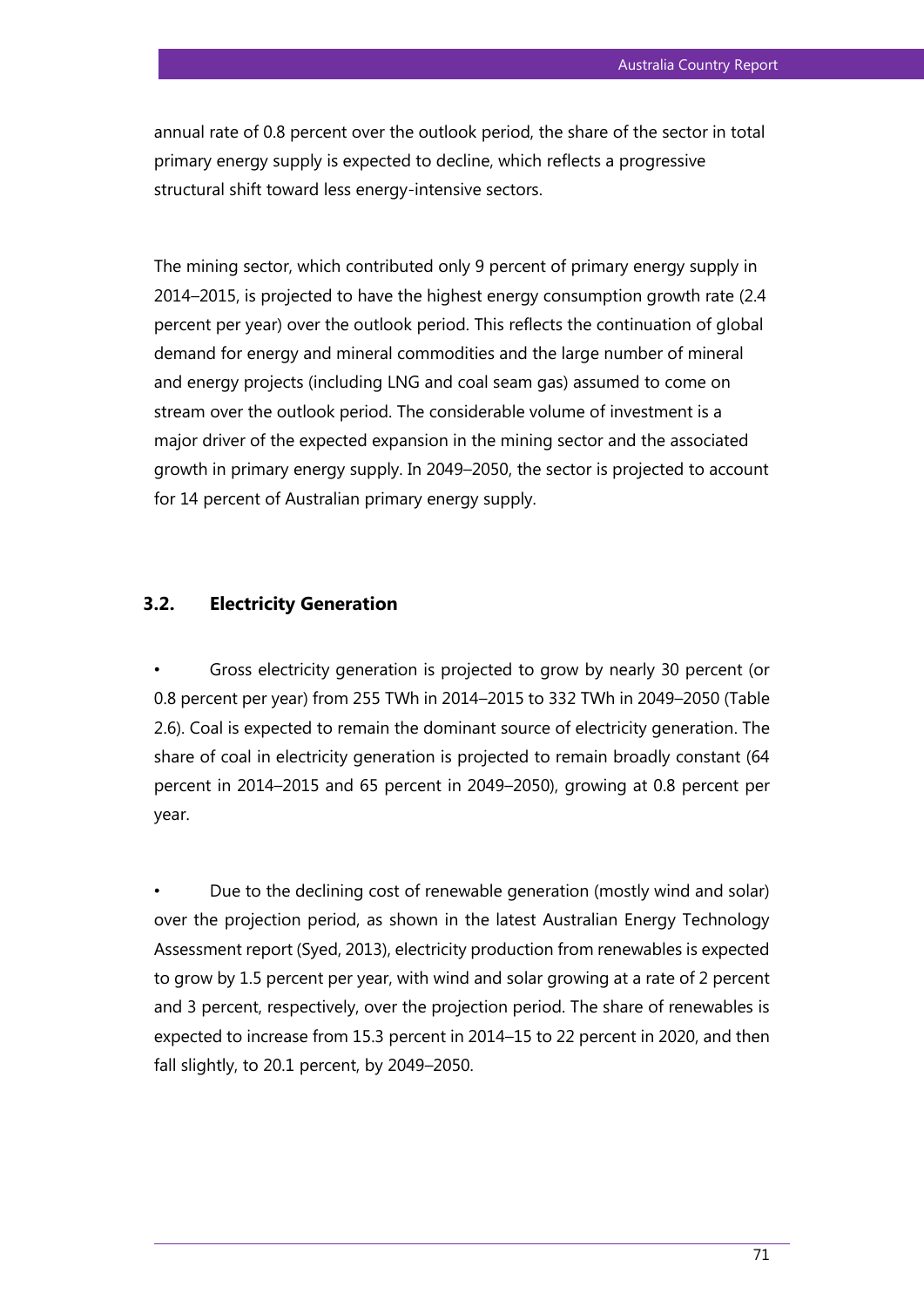annual rate of 0.8 percent over the outlook period, the share of the sector in total primary energy supply is expected to decline, which reflects a progressive structural shift toward less energy-intensive sectors.

The mining sector, which contributed only 9 percent of primary energy supply in 2014–2015, is projected to have the highest energy consumption growth rate (2.4 percent per year) over the outlook period. This reflects the continuation of global demand for energy and mineral commodities and the large number of mineral and energy projects (including LNG and coal seam gas) assumed to come on stream over the outlook period. The considerable volume of investment is a major driver of the expected expansion in the mining sector and the associated growth in primary energy supply. In 2049–2050, the sector is projected to account for 14 percent of Australian primary energy supply.

## 3.2. Electricity Generation

- Gross electricity generation is projected to grow by nearly 30 percent (or 0.8 percent per year) from 255 TWh in 2014–2015 to 332 TWh in 2049–2050 (Table 2.6). Coal is expected to remain the dominant source of electricity generation. The share of coal in electricity generation is projected to remain broadly constant (64 percent in 2014–2015 and 65 percent in 2049–2050), growing at 0.8 percent per year.

- Due to the declining cost of renewable generation (mostly wind and solar) over the projection period, as shown in the latest Australian Energy Technology Assessment report (Syed, 2013), electricity production from renewables is expected to grow by 1.5 percent per year, with wind and solar growing at a rate of 2 percent and 3 percent, respectively, over the projection period. The share of renewables is expected to increase from 15.3 percent in 2014–15 to 22 percent in 2020, and then fall slightly, to 20.1 percent, by 2049–2050.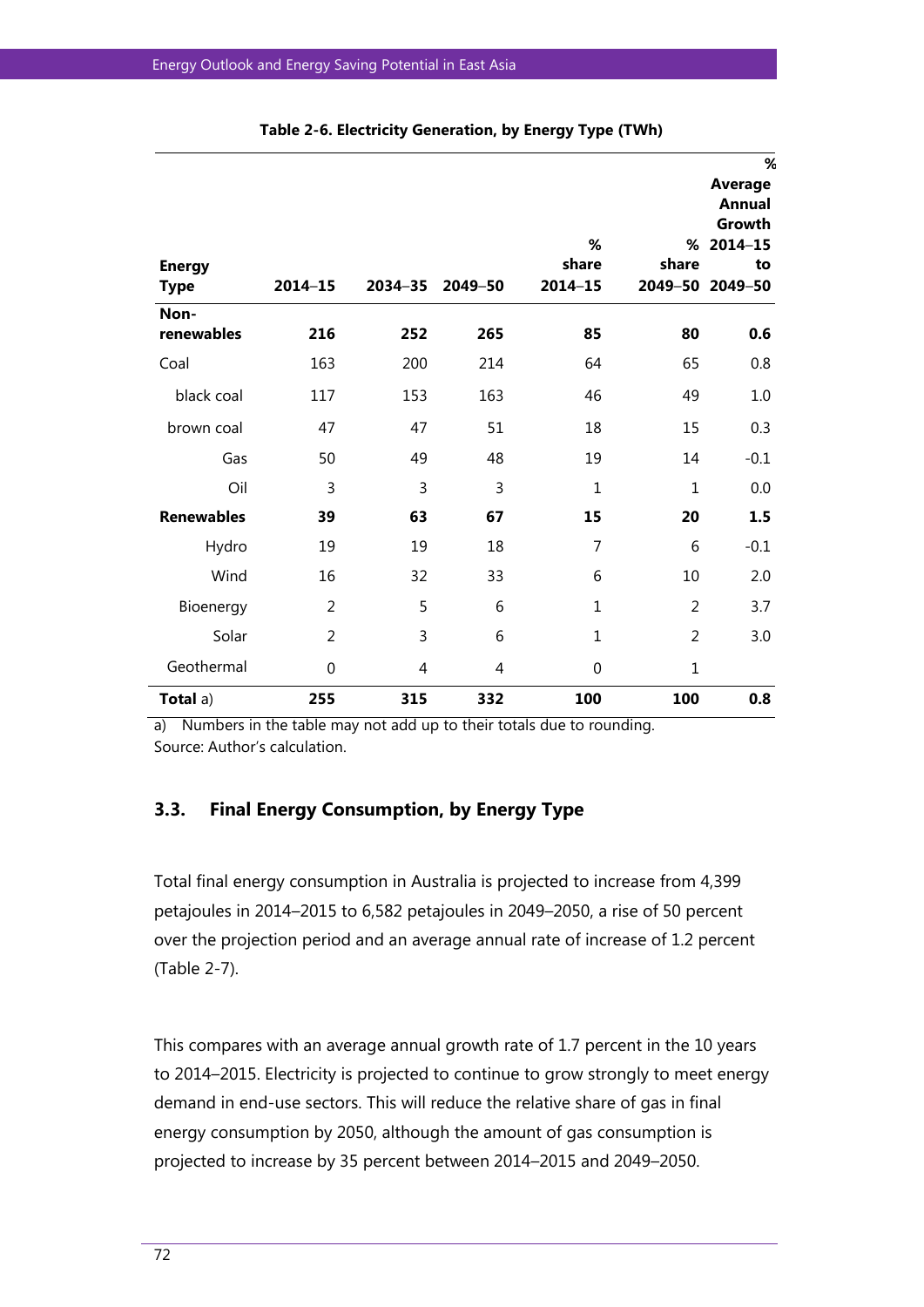**Table 2-6. Electricity Generation, by Energy Type (TWh)**

| Energy Type | 2014–15 | 2034–35 | 2049–50 | % share 2014–15 | % share 2049–50 | % Average Annual Growth 2014–15 to 2049–50 |
|---|---|---|---|---|---|---|
| **Non-renewables** | **216** | **252** | **265** | **85** | **80** | **0.6** |
| Coal | 163 | 200 | 214 | 64 | 65 | 0.8 |
| black coal | 117 | 153 | 163 | 46 | 49 | 1.0 |
| brown coal | 47 | 47 | 51 | 18 | 15 | 0.3 |
| Gas | 50 | 49 | 48 | 19 | 14 | -0.1 |
| Oil | 3 | 3 | 3 | 1 | 1 | 0.0 |
| **Renewables** | **39** | **63** | **67** | **15** | **20** | **1.5** |
| Hydro | 19 | 19 | 18 | 7 | 6 | -0.1 |
| Wind | 16 | 32 | 33 | 6 | 10 | 2.0 |
| Bioenergy | 2 | 5 | 6 | 1 | 2 | 3.7 |
| Solar | 2 | 3 | 6 | 1 | 2 | 3.0 |
| Geothermal | 0 | 4 | 4 | 0 | 1 | |
| **Total** a) | **255** | **315** | **332** | **100** | **100** | **0.8** |

a) Numbers in the table may not add up to their totals due to rounding.
Source: Author's calculation.

### 3.3. Final Energy Consumption, by Energy Type

Total final energy consumption in Australia is projected to increase from 4,399 petajoules in 2014–2015 to 6,582 petajoules in 2049–2050, a rise of 50 percent over the projection period and an average annual rate of increase of 1.2 percent (Table 2-7).

This compares with an average annual growth rate of 1.7 percent in the 10 years to 2014–2015. Electricity is projected to continue to grow strongly to meet energy demand in end-use sectors. This will reduce the relative share of gas in final energy consumption by 2050, although the amount of gas consumption is projected to increase by 35 percent between 2014–2015 and 2049–2050.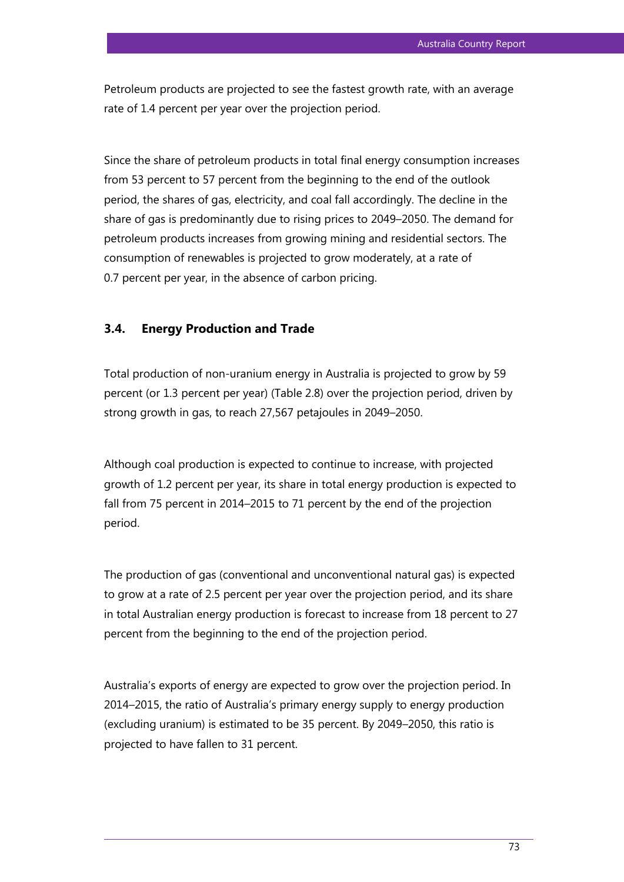Petroleum products are projected to see the fastest growth rate, with an average rate of 1.4 percent per year over the projection period.

Since the share of petroleum products in total final energy consumption increases from 53 percent to 57 percent from the beginning to the end of the outlook period, the shares of gas, electricity, and coal fall accordingly. The decline in the share of gas is predominantly due to rising prices to 2049–2050. The demand for petroleum products increases from growing mining and residential sectors. The consumption of renewables is projected to grow moderately, at a rate of 0.7 percent per year, in the absence of carbon pricing.

### 3.4. Energy Production and Trade

Total production of non-uranium energy in Australia is projected to grow by 59 percent (or 1.3 percent per year) (Table 2.8) over the projection period, driven by strong growth in gas, to reach 27,567 petajoules in 2049–2050.

Although coal production is expected to continue to increase, with projected growth of 1.2 percent per year, its share in total energy production is expected to fall from 75 percent in 2014–2015 to 71 percent by the end of the projection period.

The production of gas (conventional and unconventional natural gas) is expected to grow at a rate of 2.5 percent per year over the projection period, and its share in total Australian energy production is forecast to increase from 18 percent to 27 percent from the beginning to the end of the projection period.

Australia's exports of energy are expected to grow over the projection period. In 2014–2015, the ratio of Australia's primary energy supply to energy production (excluding uranium) is estimated to be 35 percent. By 2049–2050, this ratio is projected to have fallen to 31 percent.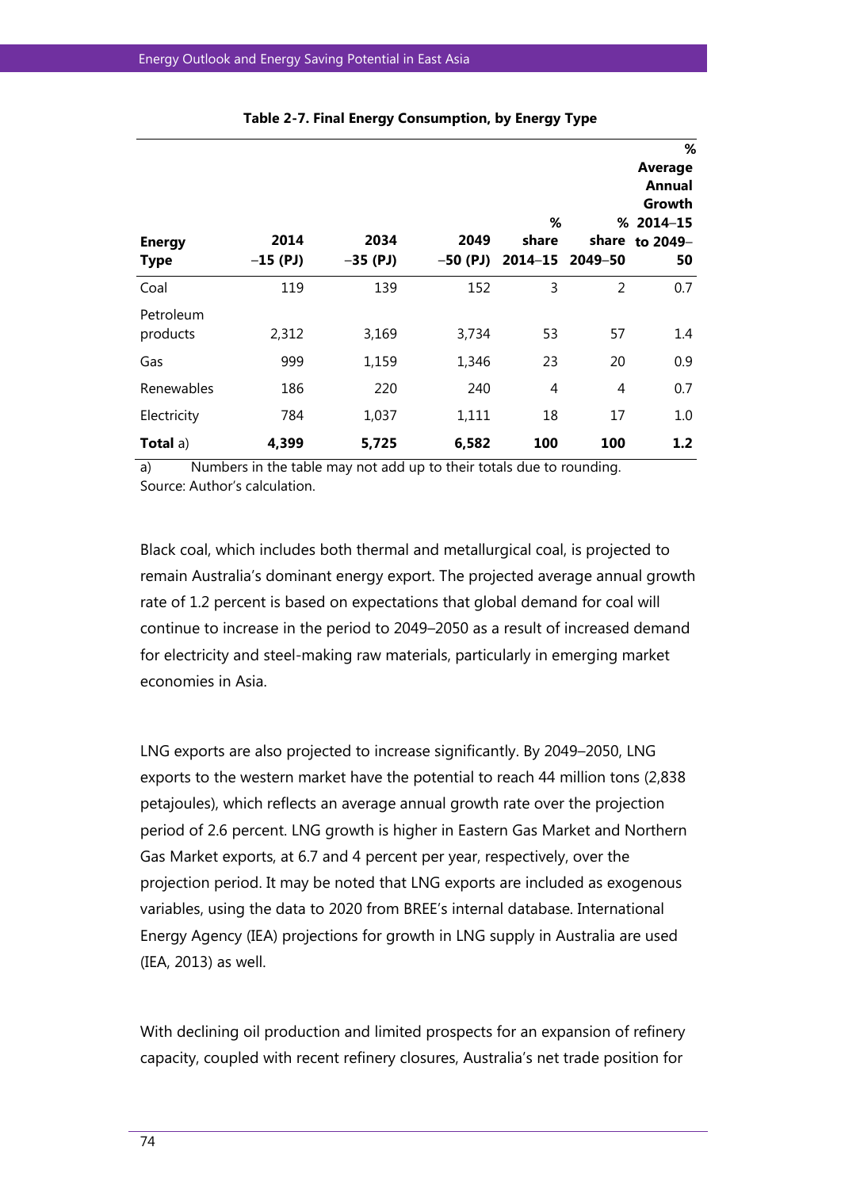**Table 2-7. Final Energy Consumption, by Energy Type**

| Energy Type | 2014–15 (PJ) | 2034–35 (PJ) | 2049–50 (PJ) | % share 2014–15 | % share 2049–50 | % Average Annual Growth 2014–15 to 2049–50 |
|---|---|---|---|---|---|---|
| Coal | 119 | 139 | 152 | 3 | 2 | 0.7 |
| Petroleum products | 2,312 | 3,169 | 3,734 | 53 | 57 | 1.4 |
| Gas | 999 | 1,159 | 1,346 | 23 | 20 | 0.9 |
| Renewables | 186 | 220 | 240 | 4 | 4 | 0.7 |
| Electricity | 784 | 1,037 | 1,111 | 18 | 17 | 1.0 |
| **Total** a) | **4,399** | **5,725** | **6,582** | **100** | **100** | **1.2** |

a) Numbers in the table may not add up to their totals due to rounding.
Source: Author's calculation.

Black coal, which includes both thermal and metallurgical coal, is projected to remain Australia's dominant energy export. The projected average annual growth rate of 1.2 percent is based on expectations that global demand for coal will continue to increase in the period to 2049–2050 as a result of increased demand for electricity and steel-making raw materials, particularly in emerging market economies in Asia.

LNG exports are also projected to increase significantly. By 2049–2050, LNG exports to the western market have the potential to reach 44 million tons (2,838 petajoules), which reflects an average annual growth rate over the projection period of 2.6 percent. LNG growth is higher in Eastern Gas Market and Northern Gas Market exports, at 6.7 and 4 percent per year, respectively, over the projection period. It may be noted that LNG exports are included as exogenous variables, using the data to 2020 from BREE's internal database. International Energy Agency (IEA) projections for growth in LNG supply in Australia are used (IEA, 2013) as well.

With declining oil production and limited prospects for an expansion of refinery capacity, coupled with recent refinery closures, Australia's net trade position for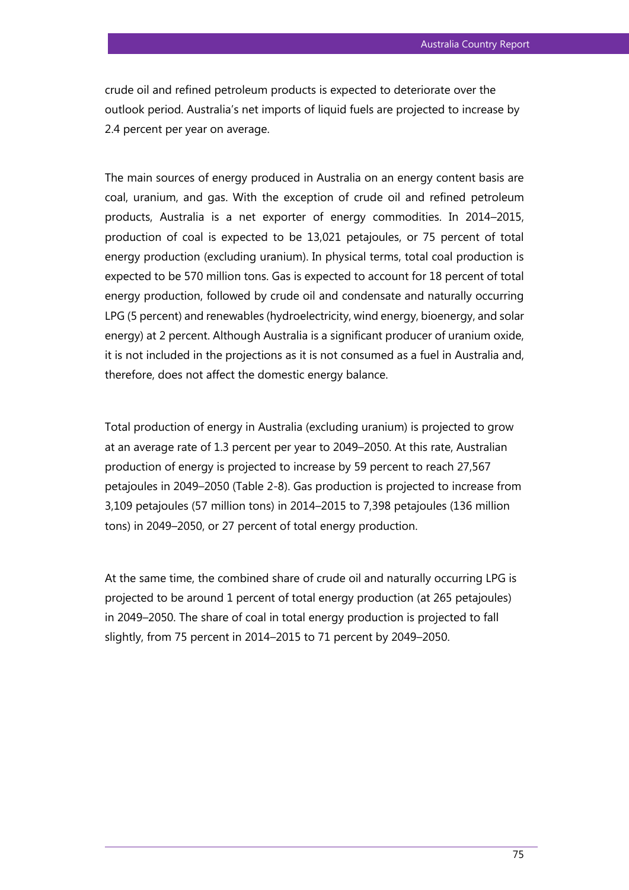crude oil and refined petroleum products is expected to deteriorate over the outlook period. Australia's net imports of liquid fuels are projected to increase by 2.4 percent per year on average.

The main sources of energy produced in Australia on an energy content basis are coal, uranium, and gas. With the exception of crude oil and refined petroleum products, Australia is a net exporter of energy commodities. In 2014–2015, production of coal is expected to be 13,021 petajoules, or 75 percent of total energy production (excluding uranium). In physical terms, total coal production is expected to be 570 million tons. Gas is expected to account for 18 percent of total energy production, followed by crude oil and condensate and naturally occurring LPG (5 percent) and renewables (hydroelectricity, wind energy, bioenergy, and solar energy) at 2 percent. Although Australia is a significant producer of uranium oxide, it is not included in the projections as it is not consumed as a fuel in Australia and, therefore, does not affect the domestic energy balance.

Total production of energy in Australia (excluding uranium) is projected to grow at an average rate of 1.3 percent per year to 2049–2050. At this rate, Australian production of energy is projected to increase by 59 percent to reach 27,567 petajoules in 2049–2050 (Table 2-8). Gas production is projected to increase from 3,109 petajoules (57 million tons) in 2014–2015 to 7,398 petajoules (136 million tons) in 2049–2050, or 27 percent of total energy production.

At the same time, the combined share of crude oil and naturally occurring LPG is projected to be around 1 percent of total energy production (at 265 petajoules) in 2049–2050. The share of coal in total energy production is projected to fall slightly, from 75 percent in 2014–2015 to 71 percent by 2049–2050.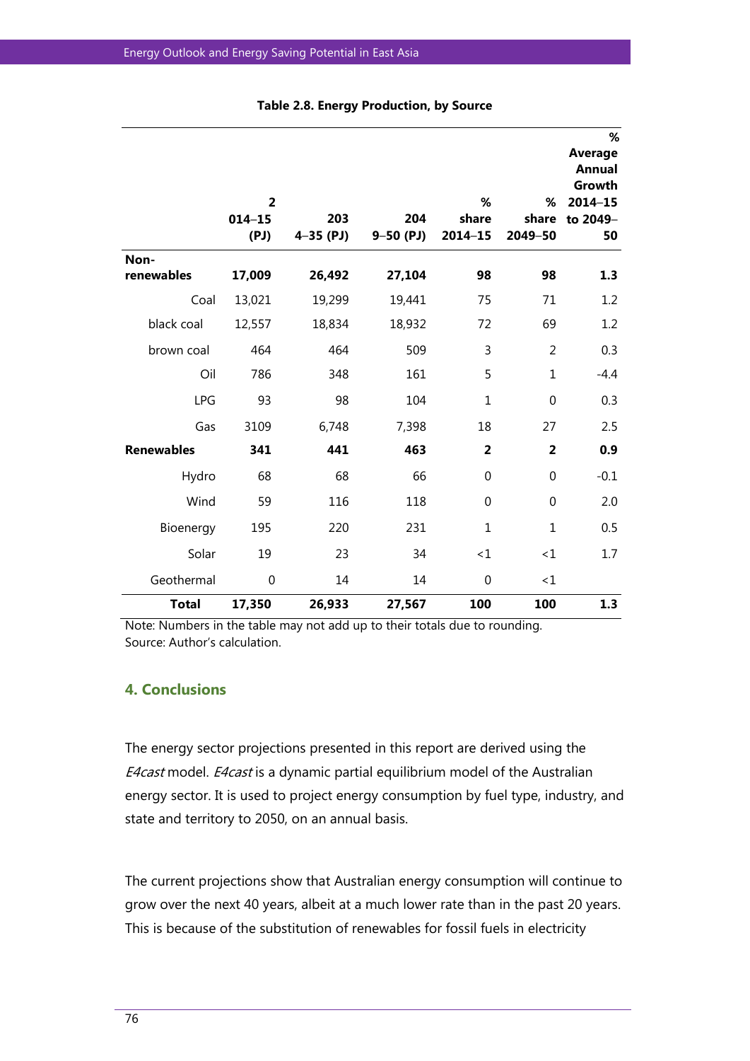**Table 2.8. Energy Production, by Source**

| | 2014–15 (PJ) | 2034–35 (PJ) | 2049–50 (PJ) | % share 2014–15 | % share 2049–50 | % Average Annual Growth 2014–15 to 2049–50 |
|---|---|---|---|---|---|---|
| **Non-renewables** | **17,009** | **26,492** | **27,104** | **98** | **98** | **1.3** |
| Coal | 13,021 | 19,299 | 19,441 | 75 | 71 | 1.2 |
| black coal | 12,557 | 18,834 | 18,932 | 72 | 69 | 1.2 |
| brown coal | 464 | 464 | 509 | 3 | 2 | 0.3 |
| Oil | 786 | 348 | 161 | 5 | 1 | -4.4 |
| LPG | 93 | 98 | 104 | 1 | 0 | 0.3 |
| Gas | 3109 | 6,748 | 7,398 | 18 | 27 | 2.5 |
| **Renewables** | **341** | **441** | **463** | **2** | **2** | **0.9** |
| Hydro | 68 | 68 | 66 | 0 | 0 | -0.1 |
| Wind | 59 | 116 | 118 | 0 | 0 | 2.0 |
| Bioenergy | 195 | 220 | 231 | 1 | 1 | 0.5 |
| Solar | 19 | 23 | 34 | <1 | <1 | 1.7 |
| Geothermal | 0 | 14 | 14 | 0 | <1 | |
| **Total** | **17,350** | **26,933** | **27,567** | **100** | **100** | **1.3** |

Note: Numbers in the table may not add up to their totals due to rounding.
Source: Author's calculation.

## 4. Conclusions

The energy sector projections presented in this report are derived using the *E4cast* model. *E4cast* is a dynamic partial equilibrium model of the Australian energy sector. It is used to project energy consumption by fuel type, industry, and state and territory to 2050, on an annual basis.

The current projections show that Australian energy consumption will continue to grow over the next 40 years, albeit at a much lower rate than in the past 20 years. This is because of the substitution of renewables for fossil fuels in electricity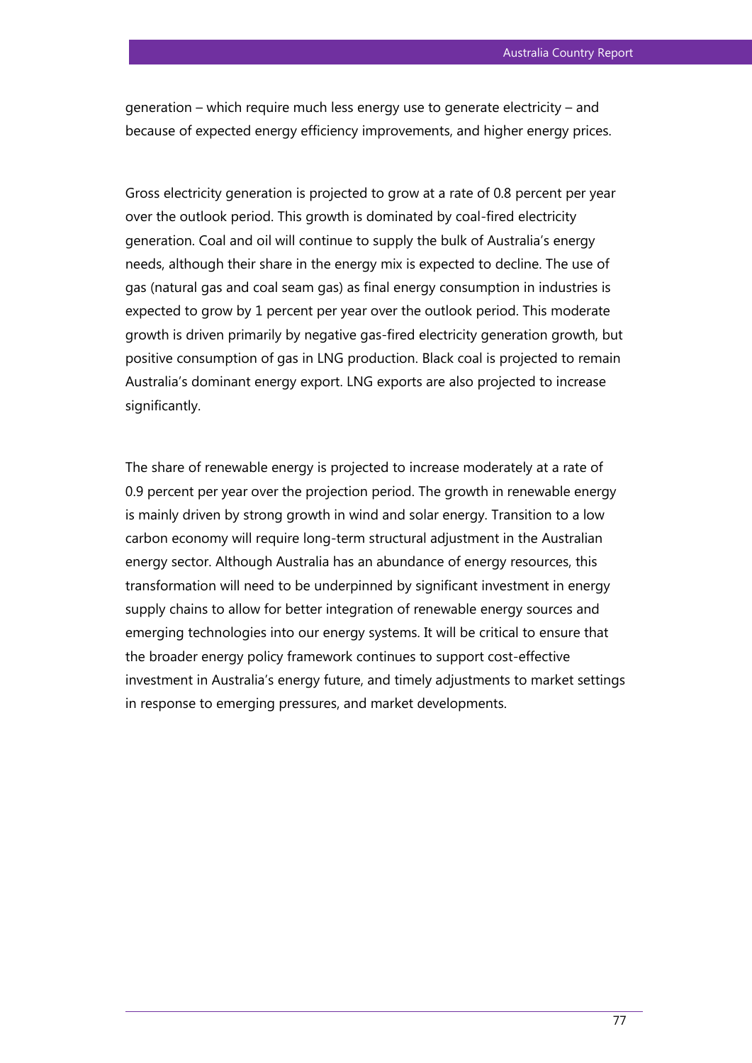generation – which require much less energy use to generate electricity – and because of expected energy efficiency improvements, and higher energy prices.

Gross electricity generation is projected to grow at a rate of 0.8 percent per year over the outlook period. This growth is dominated by coal-fired electricity generation. Coal and oil will continue to supply the bulk of Australia's energy needs, although their share in the energy mix is expected to decline. The use of gas (natural gas and coal seam gas) as final energy consumption in industries is expected to grow by 1 percent per year over the outlook period. This moderate growth is driven primarily by negative gas-fired electricity generation growth, but positive consumption of gas in LNG production. Black coal is projected to remain Australia's dominant energy export. LNG exports are also projected to increase significantly.

The share of renewable energy is projected to increase moderately at a rate of 0.9 percent per year over the projection period. The growth in renewable energy is mainly driven by strong growth in wind and solar energy. Transition to a low carbon economy will require long-term structural adjustment in the Australian energy sector. Although Australia has an abundance of energy resources, this transformation will need to be underpinned by significant investment in energy supply chains to allow for better integration of renewable energy sources and emerging technologies into our energy systems. It will be critical to ensure that the broader energy policy framework continues to support cost-effective investment in Australia's energy future, and timely adjustments to market settings in response to emerging pressures, and market developments.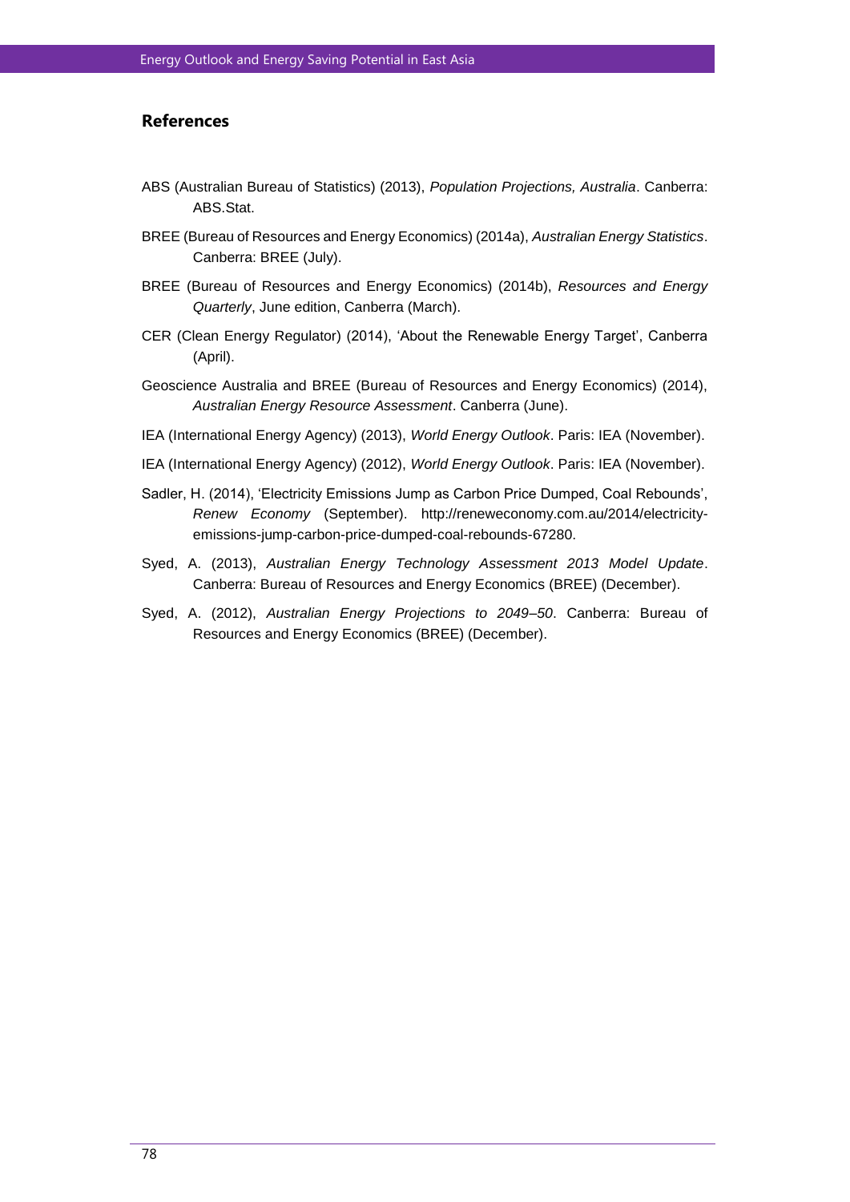## References

ABS (Australian Bureau of Statistics) (2013), *Population Projections, Australia*. Canberra: ABS.Stat.

BREE (Bureau of Resources and Energy Economics) (2014a), *Australian Energy Statistics*. Canberra: BREE (July).

BREE (Bureau of Resources and Energy Economics) (2014b), *Resources and Energy Quarterly*, June edition, Canberra (March).

CER (Clean Energy Regulator) (2014), 'About the Renewable Energy Target', Canberra (April).

Geoscience Australia and BREE (Bureau of Resources and Energy Economics) (2014), *Australian Energy Resource Assessment*. Canberra (June).

IEA (International Energy Agency) (2013), *World Energy Outlook*. Paris: IEA (November).

IEA (International Energy Agency) (2012), *World Energy Outlook*. Paris: IEA (November).

Sadler, H. (2014), 'Electricity Emissions Jump as Carbon Price Dumped, Coal Rebounds', *Renew Economy* (September). http://reneweconomy.com.au/2014/electricity-emissions-jump-carbon-price-dumped-coal-rebounds-67280.

Syed, A. (2013), *Australian Energy Technology Assessment 2013 Model Update*. Canberra: Bureau of Resources and Energy Economics (BREE) (December).

Syed, A. (2012), *Australian Energy Projections to 2049–50*. Canberra: Bureau of Resources and Energy Economics (BREE) (December).